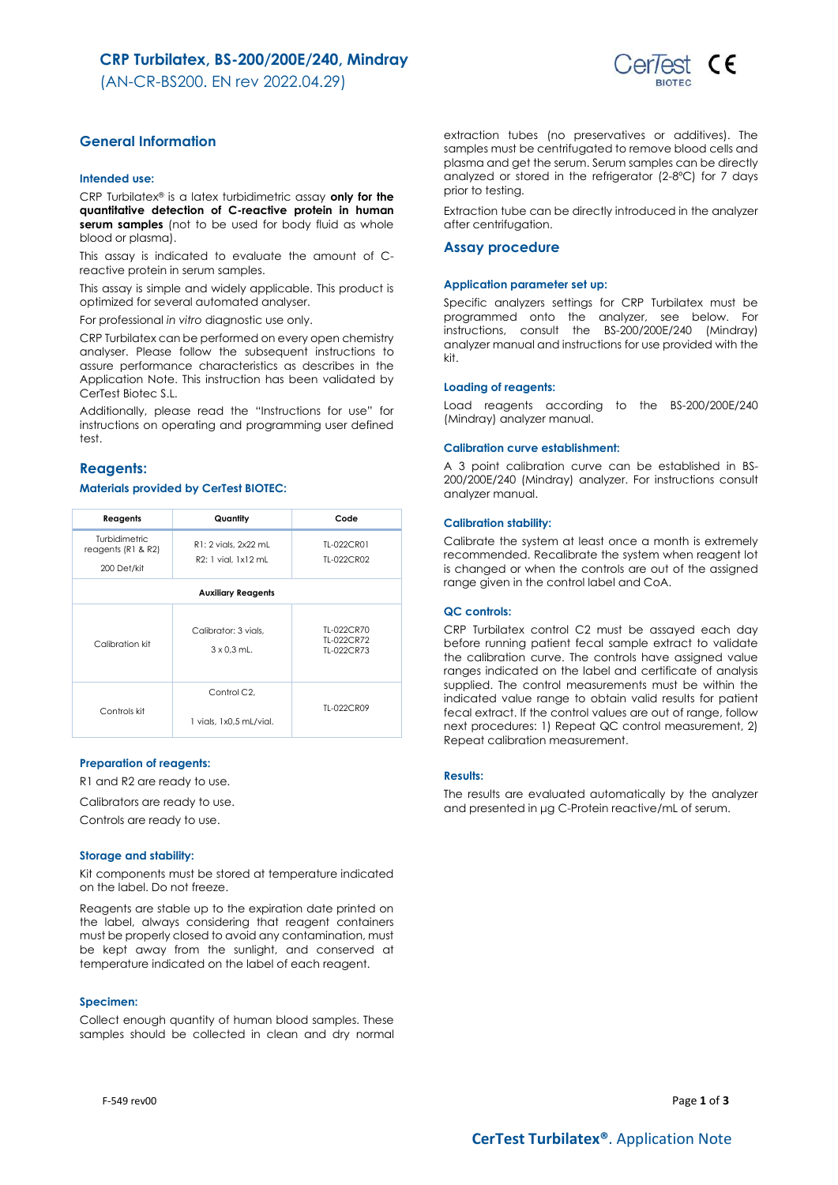# CRP Turbilatex, BS-200/200E/240, Mindray

(AN-CR-BS200. EN rev 2022.04.29)

## General Information

### Intended use:

CRP Turbilatex® is a latex turbidimetric assay **only for the quantitative detection of C-reactive protein in human serum samples** (not to be used for body fluid as whole blood or plasma).

This assay is indicated to evaluate the amount of C-reactive protein in serum samples.

This assay is simple and widely applicable. This product is optimized for several automated analyser.

For professional *in vitro* diagnostic use only.

CRP Turbilatex can be performed on every open chemistry analyser. Please follow the subsequent instructions to assure performance characteristics as describes in the Application Note. This instruction has been validated by CerTest Biotec S.L.

Additionally, please read the "Instructions for use" for instructions on operating and programming user defined test.

## Reagents:

### Materials provided by CerTest BIOTEC:

| Reagents | Quantity | Code |
|---|---|---|
| Turbidimetric reagents (R1 & R2)<br>200 Det/kit | R1: 2 vials, 2x22 mL<br>R2: 1 vial, 1x12 mL | TL-022CR01<br>TL-022CR02 |
| **Auxiliary Reagents** | | |
| Calibration kit | Calibrator: 3 vials,<br>3 x 0,3 mL. | TL-022CR70<br>TL-022CR72<br>TL-022CR73 |
| Controls kit | Control C2,<br>1 vials, 1x0,5 mL/vial. | TL-022CR09 |

### Preparation of reagents:

R1 and R2 are ready to use.

Calibrators are ready to use.

Controls are ready to use.

### Storage and stability:

Kit components must be stored at temperature indicated on the label. Do not freeze.

Reagents are stable up to the expiration date printed on the label, always considering that reagent containers must be properly closed to avoid any contamination, must be kept away from the sunlight, and conserved at temperature indicated on the label of each reagent.

### Specimen:

Collect enough quantity of human blood samples. These samples should be collected in clean and dry normal extraction tubes (no preservatives or additives). The samples must be centrifugated to remove blood cells and plasma and get the serum. Serum samples can be directly analyzed or stored in the refrigerator (2-8ºC) for 7 days prior to testing.

Extraction tube can be directly introduced in the analyzer after centrifugation.

## Assay procedure

### Application parameter set up:

Specific analyzers settings for CRP Turbilatex must be programmed onto the analyzer, see below. For instructions, consult the BS-200/200E/240 (Mindray) analyzer manual and instructions for use provided with the kit.

### Loading of reagents:

Load reagents according to the BS-200/200E/240 (Mindray) analyzer manual.

### Calibration curve establishment:

A 3 point calibration curve can be established in BS-200/200E/240 (Mindray) analyzer. For instructions consult analyzer manual.

### Calibration stability:

Calibrate the system at least once a month is extremely recommended. Recalibrate the system when reagent lot is changed or when the controls are out of the assigned range given in the control label and CoA.

### QC controls:

CRP Turbilatex control C2 must be assayed each day before running patient fecal sample extract to validate the calibration curve. The controls have assigned value ranges indicated on the label and certificate of analysis supplied. The control measurements must be within the indicated value range to obtain valid results for patient fecal extract. If the control values are out of range, follow next procedures: 1) Repeat QC control measurement, 2) Repeat calibration measurement.

### Results:

The results are evaluated automatically by the analyzer and presented in µg C-Protein reactive/mL of serum.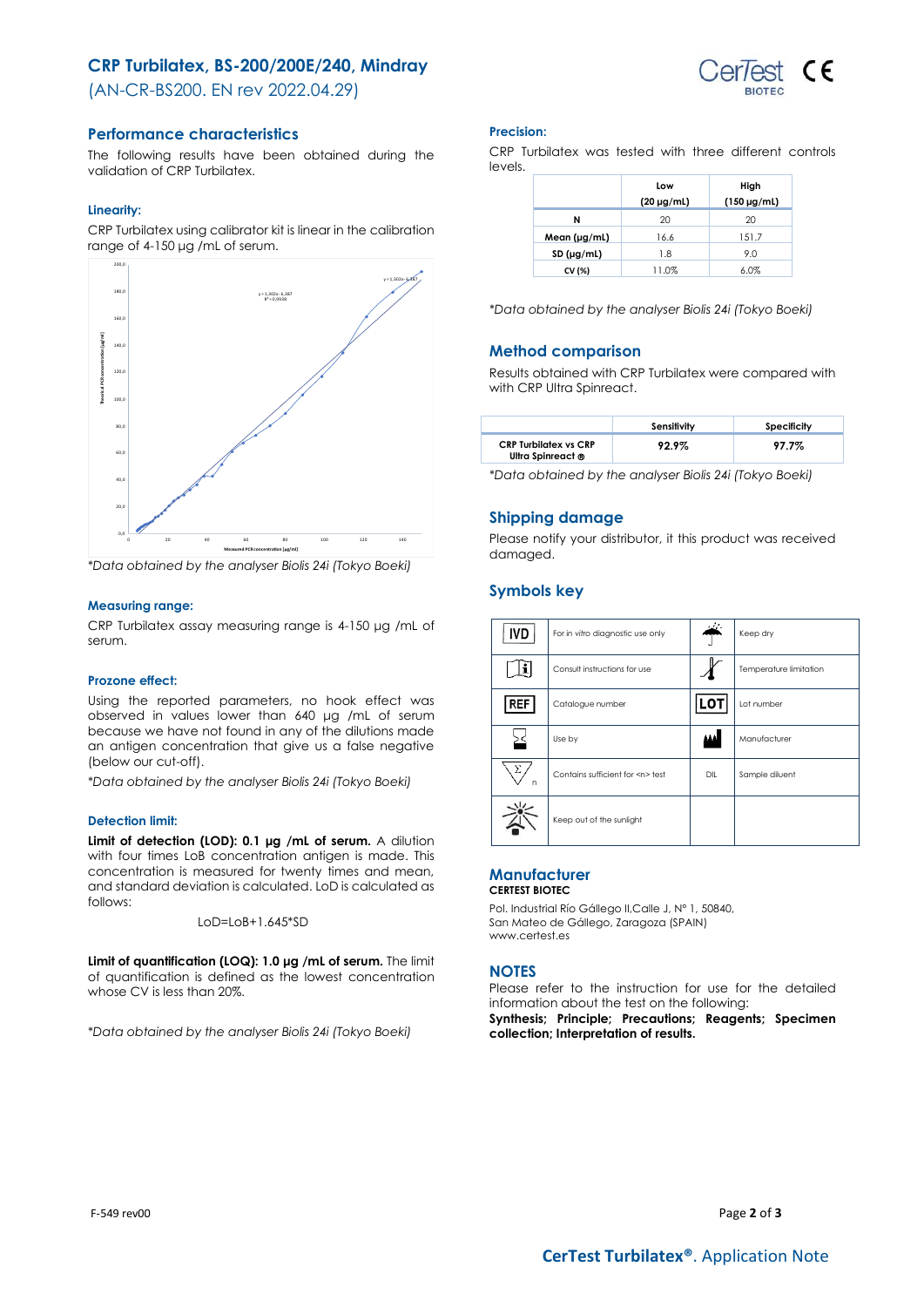# CRP Turbilatex, BS-200/200E/240, Mindray

(AN-CR-BS200. EN rev 2022.04.29)

## Performance characteristics

The following results have been obtained during the validation of CRP Turbilatex.

### Linearity:

CRP Turbilatex using calibrator kit is linear in the calibration range of 4-150 µg /mL of serum.

*Data obtained by the analyser Biolis 24i (Tokyo Boeki)

### Measuring range:

CRP Turbilatex assay measuring range is 4-150 µg /mL of serum.

### Prozone effect:

Using the reported parameters, no hook effect was observed in values lower than 640 µg /mL of serum because we have not found in any of the dilutions made an antigen concentration that give us a false negative (below our cut-off).

*Data obtained by the analyser Biolis 24i (Tokyo Boeki)

### Detection limit:

**Limit of detection (LOD): 0.1 µg /mL of serum.** A dilution with four times LoB concentration antigen is made. This concentration is measured for twenty times and mean, and standard deviation is calculated. LoD is calculated as follows:

$$LoD = LoB + 1.645 * SD$$

**Limit of quantification (LOQ): 1.0 µg /mL of serum.** The limit of quantification is defined as the lowest concentration whose CV is less than 20%.

*Data obtained by the analyser Biolis 24i (Tokyo Boeki)

### Precision:

CRP Turbilatex was tested with three different controls levels.

| | Low (20 µg/mL) | High (150 µg/mL) |
|---|---|---|
| N | 20 | 20 |
| Mean (µg/mL) | 16.6 | 151.7 |
| SD (µg/mL) | 1.8 | 9.0 |
| CV (%) | 11.0% | 6.0% |

*Data obtained by the analyser Biolis 24i (Tokyo Boeki)

## Method comparison

Results obtained with CRP Turbilatex were compared with with CRP Ultra Spinreact.

| | Sensitivity | Specificity |
|---|---|---|
| CRP Turbilatex vs CRP Ultra Spinreact ® | 92.9% | 97.7% |

*Data obtained by the analyser Biolis 24i (Tokyo Boeki)

## Shipping damage

Please notify your distributor, it this product was received damaged.

## Symbols key

| Symbol | Meaning | Symbol | Meaning |
|---|---|---|---|
| IVD | For in vitro diagnostic use only | | Keep dry |
| | Consult instructions for use | | Temperature limitation |
| REF | Catalogue number | LOT | Lot number |
| | Use by | | Manufacturer |
| Σ n | Contains sufficient for <n> test | DIL | Sample diluent |
| | Keep out of the sunlight | | |

## Manufacturer

**CERTEST BIOTEC**

Pol. Industrial Río Gállego II,Calle J, Nº 1, 50840, San Mateo de Gállego, Zaragoza (SPAIN)
www.certest.es

## NOTES

Please refer to the instruction for use for the detailed information about the test on the following:
**Synthesis; Principle; Precautions; Reagents; Specimen collection; Interpretation of results.**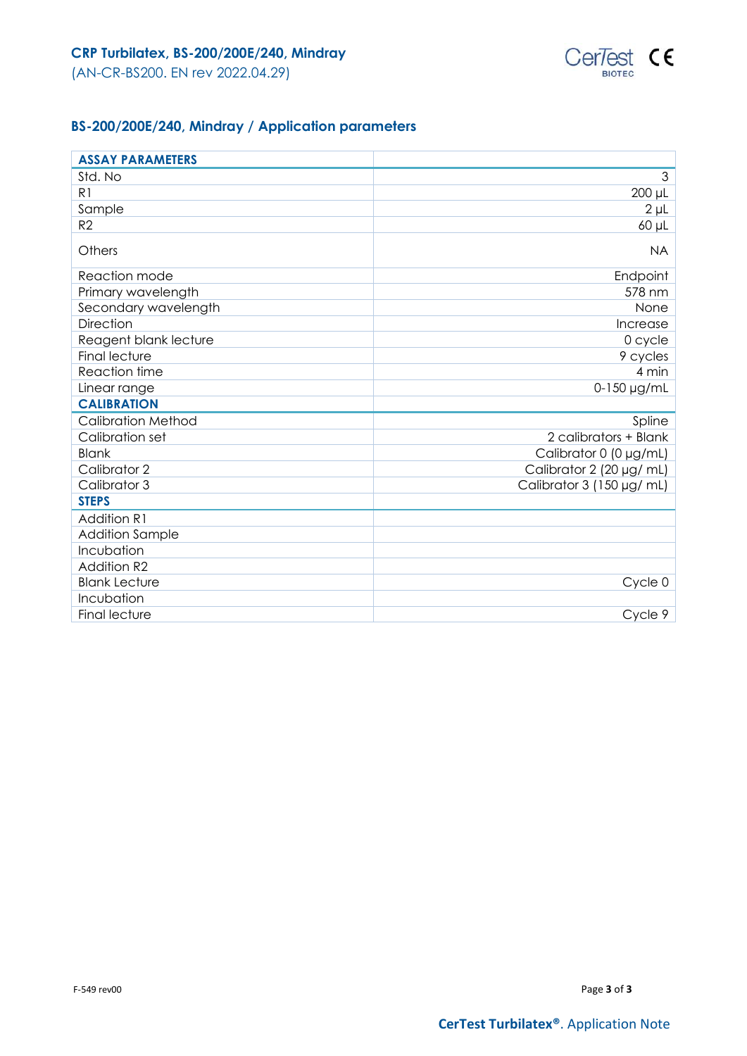## BS-200/200E/240, Mindray / Application parameters

| ASSAY PARAMETERS | |
|---|---|
| Std. No | 3 |
| R1 | 200 µL |
| Sample | 2 µL |
| R2 | 60 µL |
| Others | NA |
| Reaction mode | Endpoint |
| Primary wavelength | 578 nm |
| Secondary wavelength | None |
| Direction | Increase |
| Reagent blank lecture | 0 cycle |
| Final lecture | 9 cycles |
| Reaction time | 4 min |
| Linear range | 0-150 µg/mL |
| **CALIBRATION** | |
| Calibration Method | Spline |
| Calibration set | 2 calibrators + Blank |
| Blank | Calibrator 0 (0 µg/mL) |
| Calibrator 2 | Calibrator 2 (20 µg/ mL) |
| Calibrator 3 | Calibrator 3 (150 µg/ mL) |
| **STEPS** | |
| Addition R1 | |
| Addition Sample | |
| Incubation | |
| Addition R2 | |
| Blank Lecture | Cycle 0 |
| Incubation | |
| Final lecture | Cycle 9 |